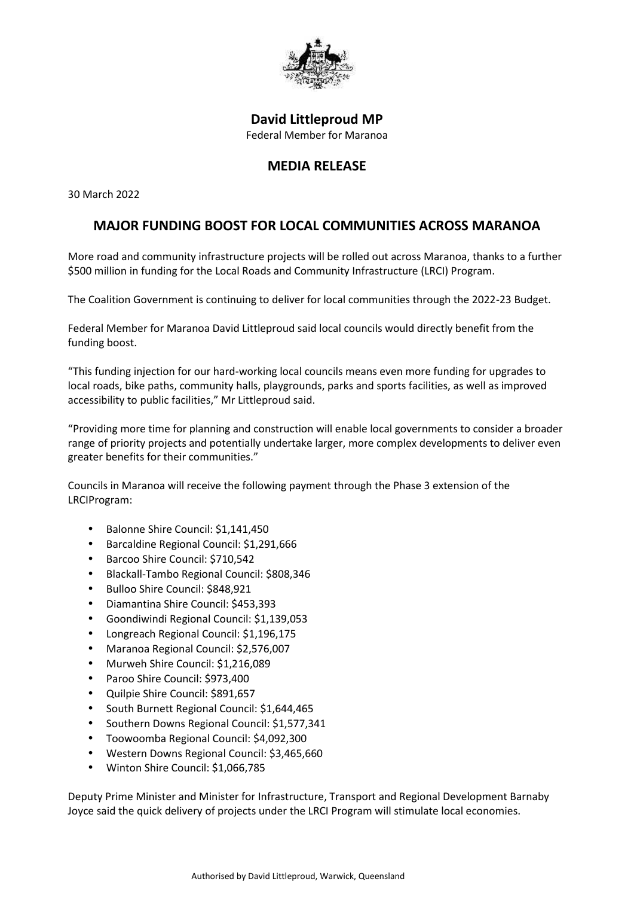**David Littleproud MP**

Federal Member for Maranoa

**MEDIA RELEASE**

30 March 2022

# MAJOR FUNDING BOOST FOR LOCAL COMMUNITIES ACROSS MARANOA

More road and community infrastructure projects will be rolled out across Maranoa, thanks to a further $500 million in funding for the Local Roads and Community Infrastructure (LRCI) Program.

The Coalition Government is continuing to deliver for local communities through the 2022-23 Budget.

Federal Member for Maranoa David Littleproud said local councils would directly benefit from the funding boost.

"This funding injection for our hard-working local councils means even more funding for upgrades to local roads, bike paths, community halls, playgrounds, parks and sports facilities, as well as improved accessibility to public facilities," Mr Littleproud said.

"Providing more time for planning and construction will enable local governments to consider a broader range of priority projects and potentially undertake larger, more complex developments to deliver even greater benefits for their communities."

Councils in Maranoa will receive the following payment through the Phase 3 extension of the LRCIProgram:

- Balonne Shire Council: $1,141,450
- Barcaldine Regional Council: $1,291,666
- Barcoo Shire Council: $710,542
- Blackall-Tambo Regional Council: $808,346
- Bulloo Shire Council: $848,921
- Diamantina Shire Council: $453,393
- Goondiwindi Regional Council: $1,139,053
- Longreach Regional Council: $1,196,175
- Maranoa Regional Council: $2,576,007
- Murweh Shire Council: $1,216,089
- Paroo Shire Council: $973,400
- Quilpie Shire Council: $891,657
- South Burnett Regional Council: $1,644,465
- Southern Downs Regional Council: $1,577,341
- Toowoomba Regional Council: $4,092,300
- Western Downs Regional Council: $3,465,660
- Winton Shire Council: $1,066,785

Deputy Prime Minister and Minister for Infrastructure, Transport and Regional Development Barnaby Joyce said the quick delivery of projects under the LRCI Program will stimulate local economies.

Authorised by David Littleproud, Warwick, Queensland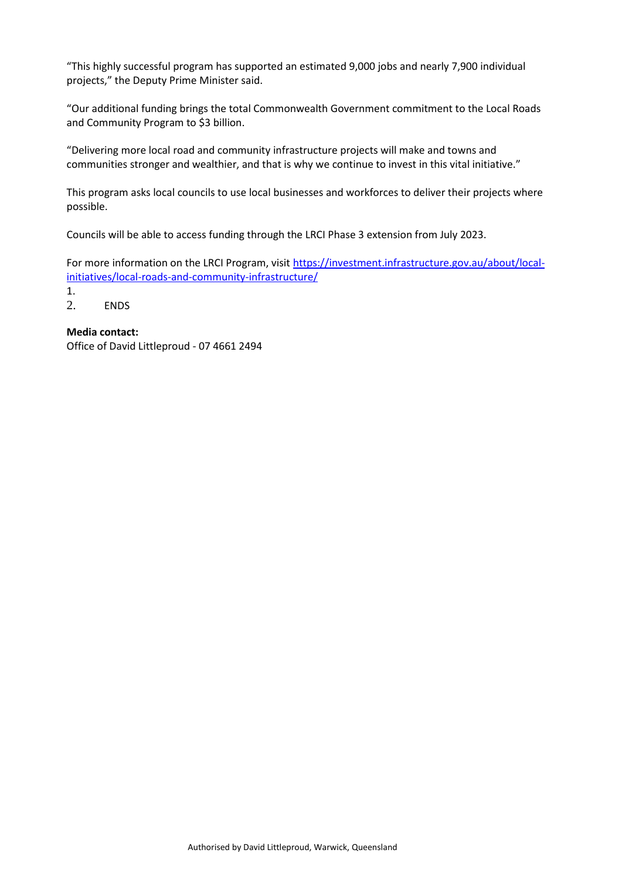"This highly successful program has supported an estimated 9,000 jobs and nearly 7,900 individual projects," the Deputy Prime Minister said.

"Our additional funding brings the total Commonwealth Government commitment to the Local Roads and Community Program to $3 billion.

"Delivering more local road and community infrastructure projects will make and towns and communities stronger and wealthier, and that is why we continue to invest in this vital initiative."

This program asks local councils to use local businesses and workforces to deliver their projects where possible.

Councils will be able to access funding through the LRCI Phase 3 extension from July 2023.

For more information on the LRCI Program, visit https://investment.infrastructure.gov.au/about/local-initiatives/local-roads-and-community-infrastructure/

1.
2. ENDS

**Media contact:**
Office of David Littleproud - 07 4661 2494

Authorised by David Littleproud, Warwick, Queensland